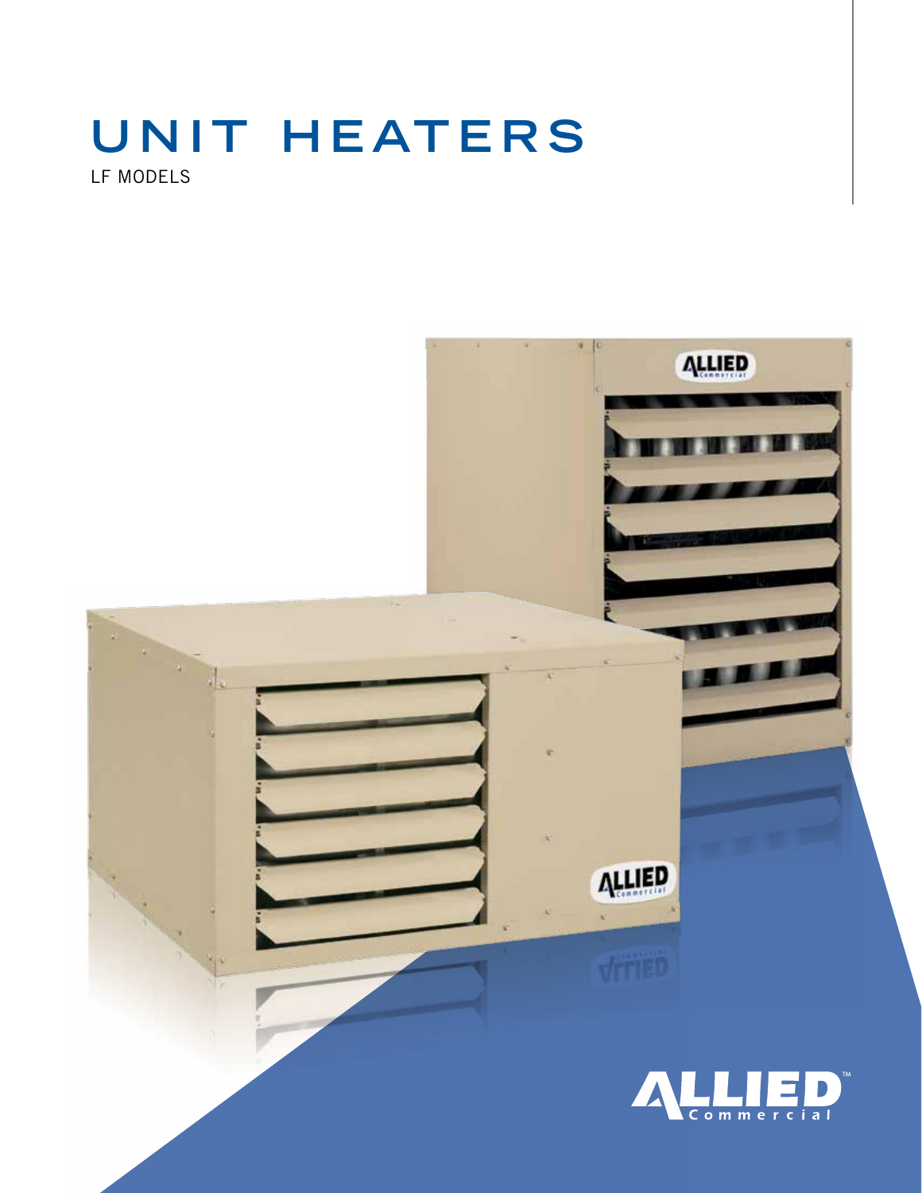# UNIT HEATERS

LF MODELS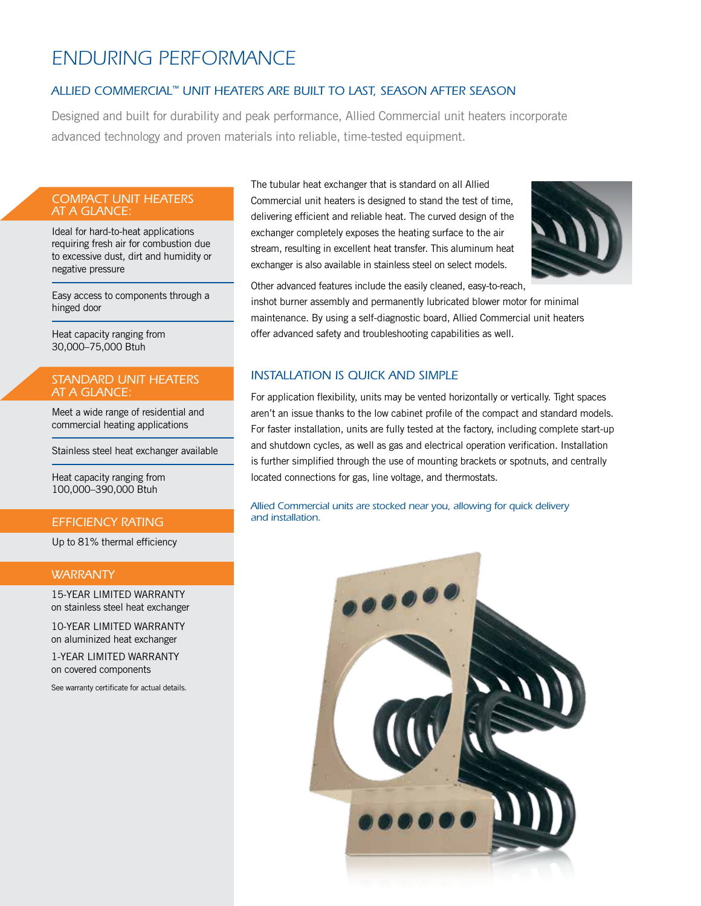# ENDURING PERFORMANCE

## ALLIED COMMERCIAL™ UNIT HEATERS ARE BUILT TO LAST, SEASON AFTER SEASON

Designed and built for durability and peak performance, Allied Commercial unit heaters incorporate advanced technology and proven materials into reliable, time-tested equipment.

### COMPACT UNIT HEATERS AT A GLANCE:

Ideal for hard-to-heat applications requiring fresh air for combustion due to excessive dust, dirt and humidity or negative pressure

Easy access to components through a hinged door

Heat capacity ranging from 30,000–75,000 Btuh

### STANDARD UNIT HEATERS AT A GLANCE:

Meet a wide range of residential and commercial heating applications

Stainless steel heat exchanger available

Heat capacity ranging from 100,000–390,000 Btuh

### EFFICIENCY RATING

Up to 81% thermal efficiency

### WARRANTY

15-YEAR LIMITED WARRANTY
on stainless steel heat exchanger

10-YEAR LIMITED WARRANTY
on aluminized heat exchanger

1-YEAR LIMITED WARRANTY
on covered components

See warranty certificate for actual details.

The tubular heat exchanger that is standard on all Allied Commercial unit heaters is designed to stand the test of time, delivering efficient and reliable heat. The curved design of the exchanger completely exposes the heating surface to the air stream, resulting in excellent heat transfer. This aluminum heat exchanger is also available in stainless steel on select models.

Other advanced features include the easily cleaned, easy-to-reach, inshot burner assembly and permanently lubricated blower motor for minimal maintenance. By using a self-diagnostic board, Allied Commercial unit heaters offer advanced safety and troubleshooting capabilities as well.

## INSTALLATION IS QUICK AND SIMPLE

For application flexibility, units may be vented horizontally or vertically. Tight spaces aren't an issue thanks to the low cabinet profile of the compact and standard models. For faster installation, units are fully tested at the factory, including complete start-up and shutdown cycles, as well as gas and electrical operation verification. Installation is further simplified through the use of mounting brackets or spotnuts, and centrally located connections for gas, line voltage, and thermostats.

*Allied Commercial units are stocked near you, allowing for quick delivery and installation.*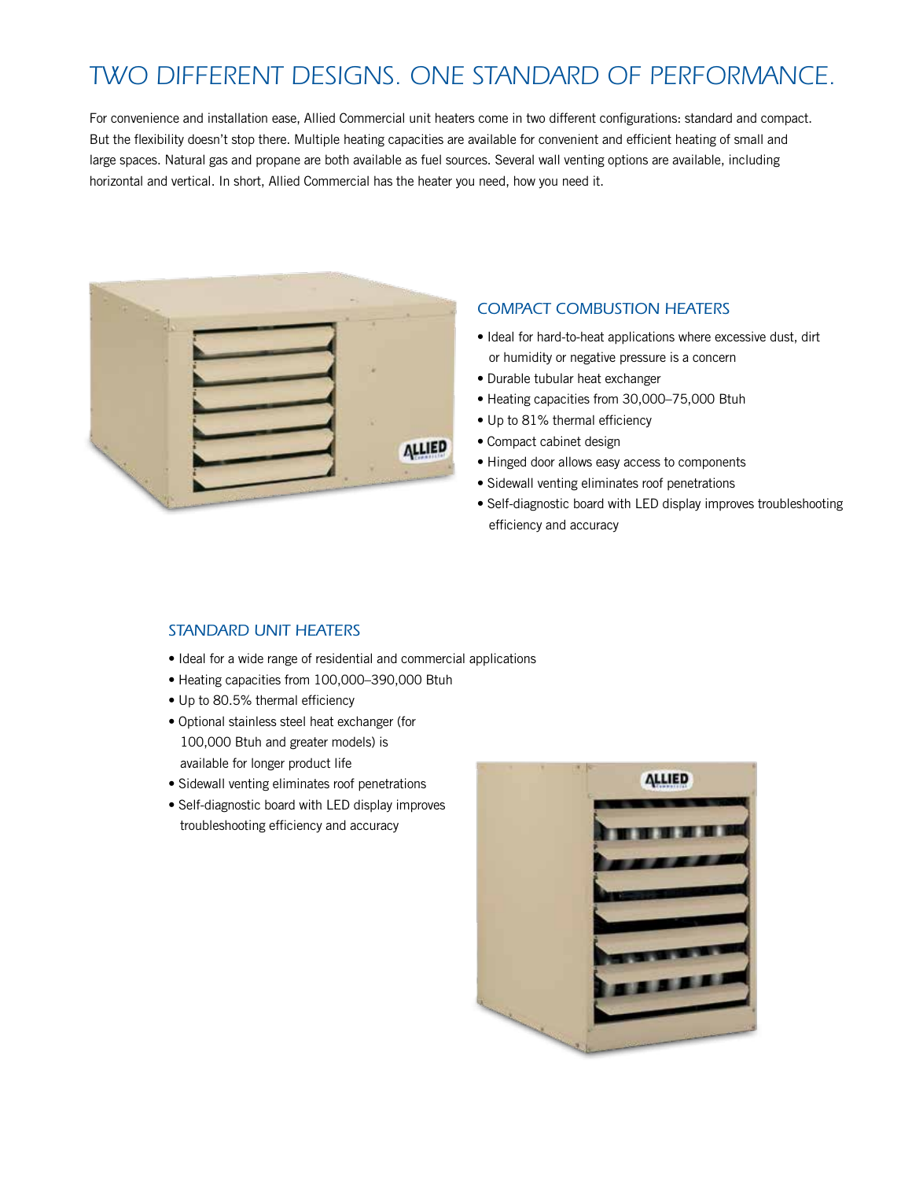# TWO DIFFERENT DESIGNS. ONE STANDARD OF PERFORMANCE.

For convenience and installation ease, Allied Commercial unit heaters come in two different configurations: standard and compact. But the flexibility doesn't stop there. Multiple heating capacities are available for convenient and efficient heating of small and large spaces. Natural gas and propane are both available as fuel sources. Several wall venting options are available, including horizontal and vertical. In short, Allied Commercial has the heater you need, how you need it.

## COMPACT COMBUSTION HEATERS

- Ideal for hard-to-heat applications where excessive dust, dirt or humidity or negative pressure is a concern
- Durable tubular heat exchanger
- Heating capacities from 30,000–75,000 Btuh
- Up to 81% thermal efficiency
- Compact cabinet design
- Hinged door allows easy access to components
- Sidewall venting eliminates roof penetrations
- Self-diagnostic board with LED display improves troubleshooting efficiency and accuracy

## STANDARD UNIT HEATERS

- Ideal for a wide range of residential and commercial applications
- Heating capacities from 100,000–390,000 Btuh
- Up to 80.5% thermal efficiency
- Optional stainless steel heat exchanger (for 100,000 Btuh and greater models) is available for longer product life
- Sidewall venting eliminates roof penetrations
- Self-diagnostic board with LED display improves troubleshooting efficiency and accuracy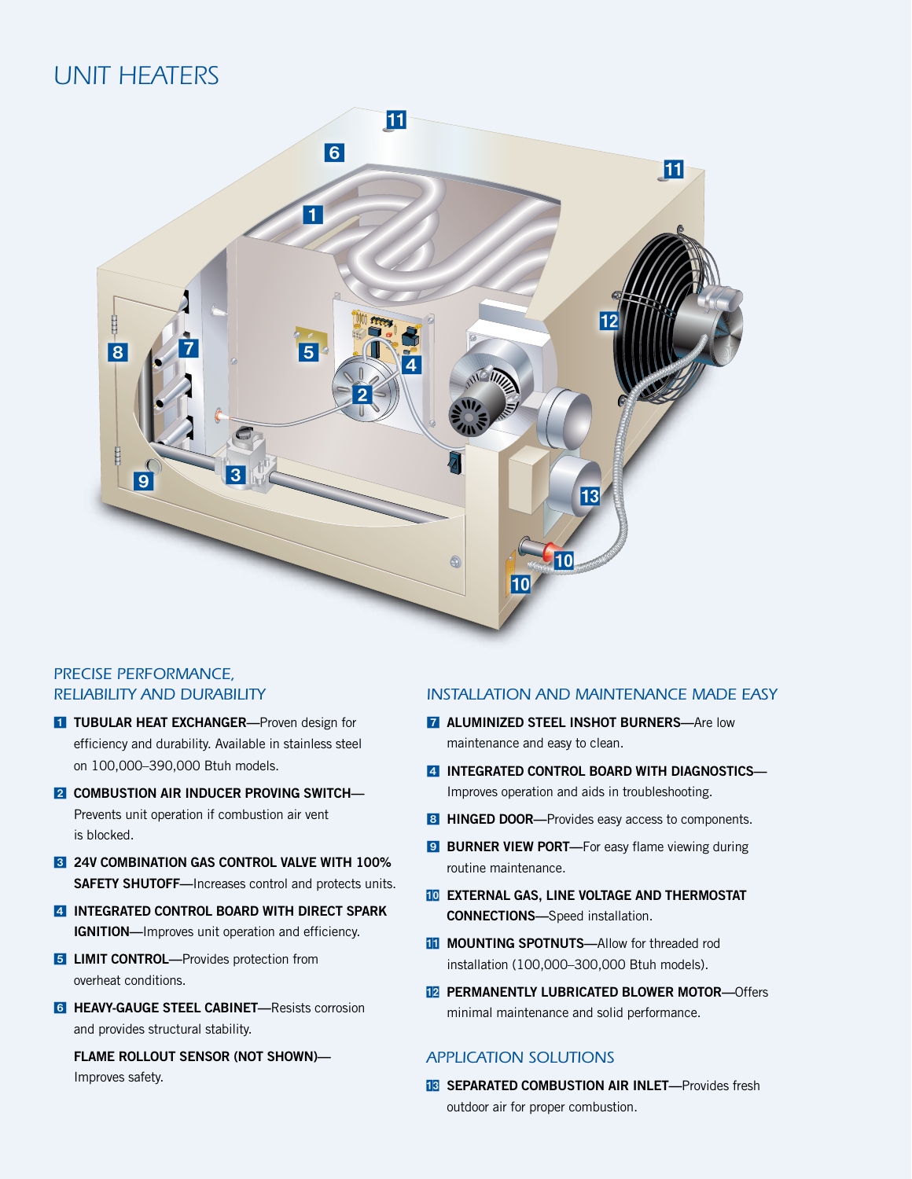# UNIT HEATERS

## PRECISE PERFORMANCE, RELIABILITY AND DURABILITY

1. **TUBULAR HEAT EXCHANGER**—Proven design for efficiency and durability. Available in stainless steel on 100,000–390,000 Btuh models.
2. **COMBUSTION AIR INDUCER PROVING SWITCH**—Prevents unit operation if combustion air vent is blocked.
3. **24V COMBINATION GAS CONTROL VALVE WITH 100% SAFETY SHUTOFF**—Increases control and protects units.
4. **INTEGRATED CONTROL BOARD WITH DIRECT SPARK IGNITION**—Improves unit operation and efficiency.
5. **LIMIT CONTROL**—Provides protection from overheat conditions.
6. **HEAVY-GAUGE STEEL CABINET**—Resists corrosion and provides structural stability.

**FLAME ROLLOUT SENSOR (NOT SHOWN)**—Improves safety.

## INSTALLATION AND MAINTENANCE MADE EASY

7. **ALUMINIZED STEEL INSHOT BURNERS**—Are low maintenance and easy to clean.

4. **INTEGRATED CONTROL BOARD WITH DIAGNOSTICS**—Improves operation and aids in troubleshooting.

8. **HINGED DOOR**—Provides easy access to components.
9. **BURNER VIEW PORT**—For easy flame viewing during routine maintenance.
10. **EXTERNAL GAS, LINE VOLTAGE AND THERMOSTAT CONNECTIONS**—Speed installation.
11. **MOUNTING SPOTNUTS**—Allow for threaded rod installation (100,000–300,000 Btuh models).
12. **PERMANENTLY LUBRICATED BLOWER MOTOR**—Offers minimal maintenance and solid performance.

## APPLICATION SOLUTIONS

13. **SEPARATED COMBUSTION AIR INLET**—Provides fresh outdoor air for proper combustion.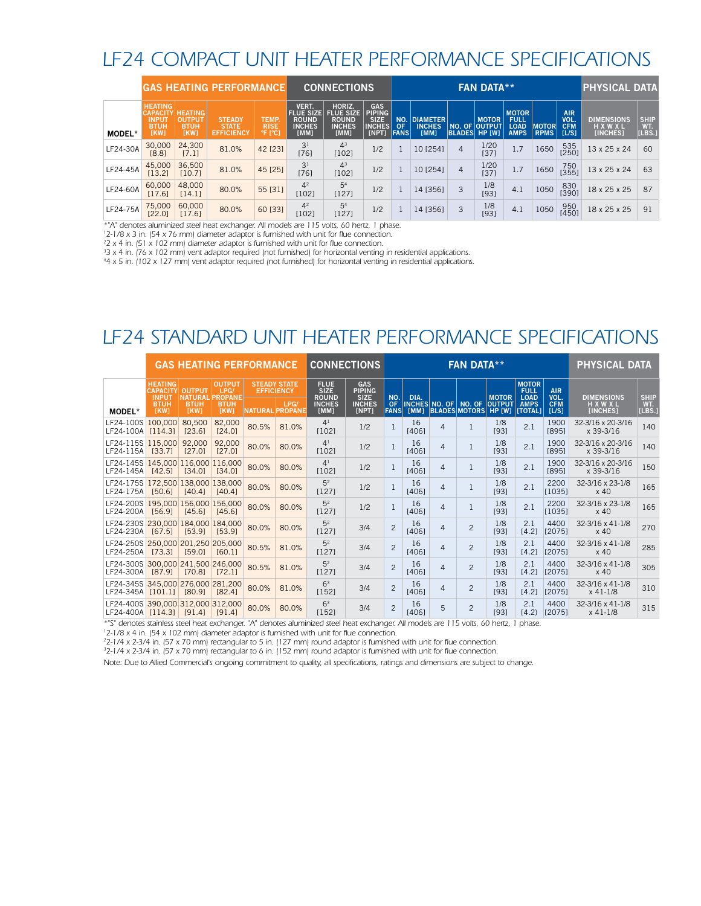# LF24 COMPACT UNIT HEATER PERFORMANCE SPECIFICATIONS

| MODEL* | GAS HEATING PERFORMANCE | | | | CONNECTIONS | | | FAN DATA** | | | | | | | | PHYSICAL DATA | |
|---|---|---|---|---|---|---|---|---|---|---|---|---|---|---|---|---|---|
| | HEATING CAPACITY INPUT BTUH [KW] | HEATING OUTPUT BTUH [KW] | STEADY STATE EFFICIENCY | TEMP. RISE °F [°C] | VERT. FLUE SIZE ROUND INCHES [MM] | HORIZ. FLUE SIZE ROUND INCHES [MM] | GAS PIPING SIZE INCHES [NPT] | NO. OF FANS | DIAMETER INCHES [MM] | NO. OF BLADES | MOTOR OUTPUT HP [W] | MOTOR FULL LOAD AMPS | MOTOR RPMS | AIR VOL. CFM [L/S] | DIMENSIONS H X W X L [INCHES] | SHIP WT. [LBS.] |
| LF24-30A | 30,000 [8.8] | 24,300 [7.1] | 81.0% | 42 [23] | 3[1] [76] | 4[3] [102] | 1/2 | 1 | 10 [254] | 4 | 1/20 [37] | 1.7 | 1650 | 535 [250] | 13 x 25 x 24 | 60 |
| LF24-45A | 45,000 [13.2] | 36,500 [10.7] | 81.0% | 45 [25] | 3[1] [76] | 4[3] [102] | 1/2 | 1 | 10 [254] | 4 | 1/20 [37] | 1.7 | 1650 | 750 [355] | 13 x 25 x 24 | 63 |
| LF24-60A | 60,000 [17.6] | 48,000 [14.1] | 80.0% | 55 [31] | 4[2] [102] | 5[4] [127] | 1/2 | 1 | 14 [356] | 3 | 1/8 [93] | 4.1 | 1050 | 830 [390] | 18 x 25 x 25 | 87 |
| LF24-75A | 75,000 [22.0] | 60,000 [17.6] | 80.0% | 60 [33] | 4[2] [102] | 5[4] [127] | 1/2 | 1 | 14 [356] | 3 | 1/8 [93] | 4.1 | 1050 | 950 [450] | 18 x 25 x 25 | 91 |

*"A" denotes aluminized steel heat exchanger. All models are 115 volts, 60 hertz, 1 phase.
[1]2-1/8 x 3 in. (54 x 76 mm) diameter adaptor is furnished with unit for flue connection.
[2]2 x 4 in. (51 x 102 mm) diameter adaptor is furnished with unit for flue connection.
[3]3 x 4 in. (76 x 102 mm) vent adaptor required (not furnished) for horizontal venting in residential applications.
[4]4 x 5 in. (102 x 127 mm) vent adaptor required (not furnished) for horizontal venting in residential applications.

# LF24 STANDARD UNIT HEATER PERFORMANCE SPECIFICATIONS

| MODEL* | GAS HEATING PERFORMANCE | | | | | CONNECTIONS | | FAN DATA** | | | | | | | PHYSICAL DATA | |
|---|---|---|---|---|---|---|---|---|---|---|---|---|---|---|---|---|
| | HEATING CAPACITY INPUT BTUH [KW] | OUTPUT NATURAL BTUH [KW] | OUTPUT LPG/ PROPANE BTUH [KW] | STEADY STATE EFFICIENCY NATURAL | STEADY STATE EFFICIENCY LPG/ PROPANE | FLUE SIZE ROUND INCHES [MM] | GAS PIPING SIZE INCHES [NPT] | NO. OF FANS | DIA. INCHES [MM] | NO. OF BLADES | NO. OF MOTORS | MOTOR OUTPUT HP [W] | MOTOR FULL LOAD AMPS [TOTAL] | AIR VOL. CFM [L/S] | DIMENSIONS H X W X L [INCHES] | SHIP WT. [LBS.] |
| LF24-100S LF24-100A | 100,000 [114.3] | 80,500 [23.6] | 82,000 [24.0] | 80.5% | 81.0% | 4[1] [102] | 1/2 | 1 | 16 [406] | 4 | 1 | 1/8 [93] | 2.1 | 1900 [895] | 32-3/16 x 20-3/16 x 39-3/16 | 140 |
| LF24-115S LF24-115A | 115,000 [33.7] | 92,000 [27.0] | 92,000 [27.0] | 80.0% | 80.0% | 4[1] [102] | 1/2 | 1 | 16 [406] | 4 | 1 | 1/8 [93] | 2.1 | 1900 [895] | 32-3/16 x 20-3/16 x 39-3/16 | 140 |
| LF24-145S LF24-145A | 145,000 [42.5] | 116,000 [34.0] | 116,000 [34.0] | 80.0% | 80.0% | 4[1] [102] | 1/2 | 1 | 16 [406] | 4 | 1 | 1/8 [93] | 2.1 | 1900 [895] | 32-3/16 x 20-3/16 x 39-3/16 | 150 |
| LF24-175S LF24-175A | 172,500 [50.6] | 138,000 [40.4] | 138,000 [40.4] | 80.0% | 80.0% | 5[2] [127] | 1/2 | 1 | 16 [406] | 4 | 1 | 1/8 [93] | 2.1 | 2200 [1035] | 32-3/16 x 23-1/8 x 40 | 165 |
| LF24-200S LF24-200A | 195,000 [56.9] | 156,000 [45.6] | 156,000 [45.6] | 80.0% | 80.0% | 5[2] [127] | 1/2 | 1 | 16 [406] | 4 | 1 | 1/8 [93] | 2.1 | 2200 [1035] | 32-3/16 x 23-1/8 x 40 | 165 |
| LF24-230S LF24-230A | 230,000 [67.5] | 184,000 [53.9] | 184,000 [53.9] | 80.0% | 80.0% | 5[2] [127] | 3/4 | 2 | 16 [406] | 4 | 2 | 1/8 [93] | 2.1 [4.2] | 4400 [2075] | 32-3/16 x 41-1/8 x 40 | 270 |
| LF24-250S LF24-250A | 250,000 [73.3] | 201,250 [59.0] | 205,000 [60.1] | 80.5% | 81.0% | 5[2] [127] | 3/4 | 2 | 16 [406] | 4 | 2 | 1/8 [93] | 2.1 [4.2] | 4400 [2075] | 32-3/16 x 41-1/8 x 40 | 285 |
| LF24-300S LF24-300A | 300,000 [87.9] | 241,500 [70.8] | 246,000 [72.1] | 80.5% | 81.0% | 5[2] [127] | 3/4 | 2 | 16 [406] | 4 | 2 | 1/8 [93] | 2.1 [4.2] | 4400 [2075] | 32-3/16 x 41-1/8 x 40 | 305 |
| LF24-345S LF24-345A | 345,000 [101.1] | 276,000 [80.9] | 281,200 [82.4] | 80.0% | 81.0% | 6[3] [152] | 3/4 | 2 | 16 [406] | 4 | 2 | 1/8 [93] | 2.1 [4.2] | 4400 [2075] | 32-3/16 x 41-1/8 x 41-1/8 | 310 |
| LF24-400S LF24-400A | 390,000 [114.3] | 312,000 [91.4] | 312,000 [91.4] | 80.0% | 80.0% | 6[3] [152] | 3/4 | 2 | 16 [406] | 5 | 2 | 1/8 [93] | 2.1 [4.2] | 4400 [2075] | 32-3/16 x 41-1/8 x 41-1/8 | 315 |

*"S" denotes stainless steel heat exchanger. "A" denotes aluminized steel heat exchanger. All models are 115 volts, 60 hertz, 1 phase.
[1]2-1/8 x 4 in. (54 x 102 mm) diameter adaptor is furnished with unit for flue connection.
[2]2-1/4 x 2-3/4 in. (57 x 70 mm) rectangular to 5 in. (127 mm) round adaptor is furnished with unit for flue connection.
[3]2-1/4 x 2-3/4 in. (57 x 70 mm) rectangular to 6 in. (152 mm) round adaptor is furnished with unit for flue connection.

Note: Due to Allied Commercial's ongoing commitment to quality, all specifications, ratings and dimensions are subject to change.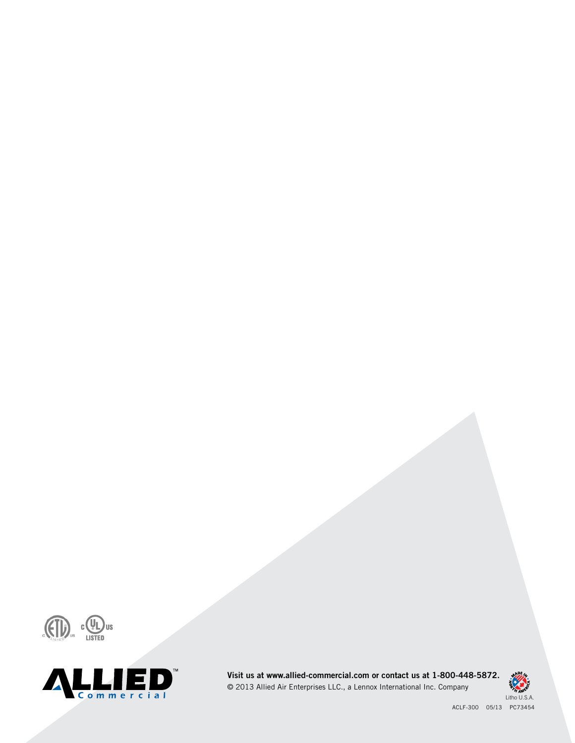Visit us at www.allied-commercial.com or contact us at 1-800-448-5872.

© 2013 Allied Air Enterprises LLC., a Lennox International Inc. Company

Litho U.S.A.

ACLF-300 05/13 PC73454